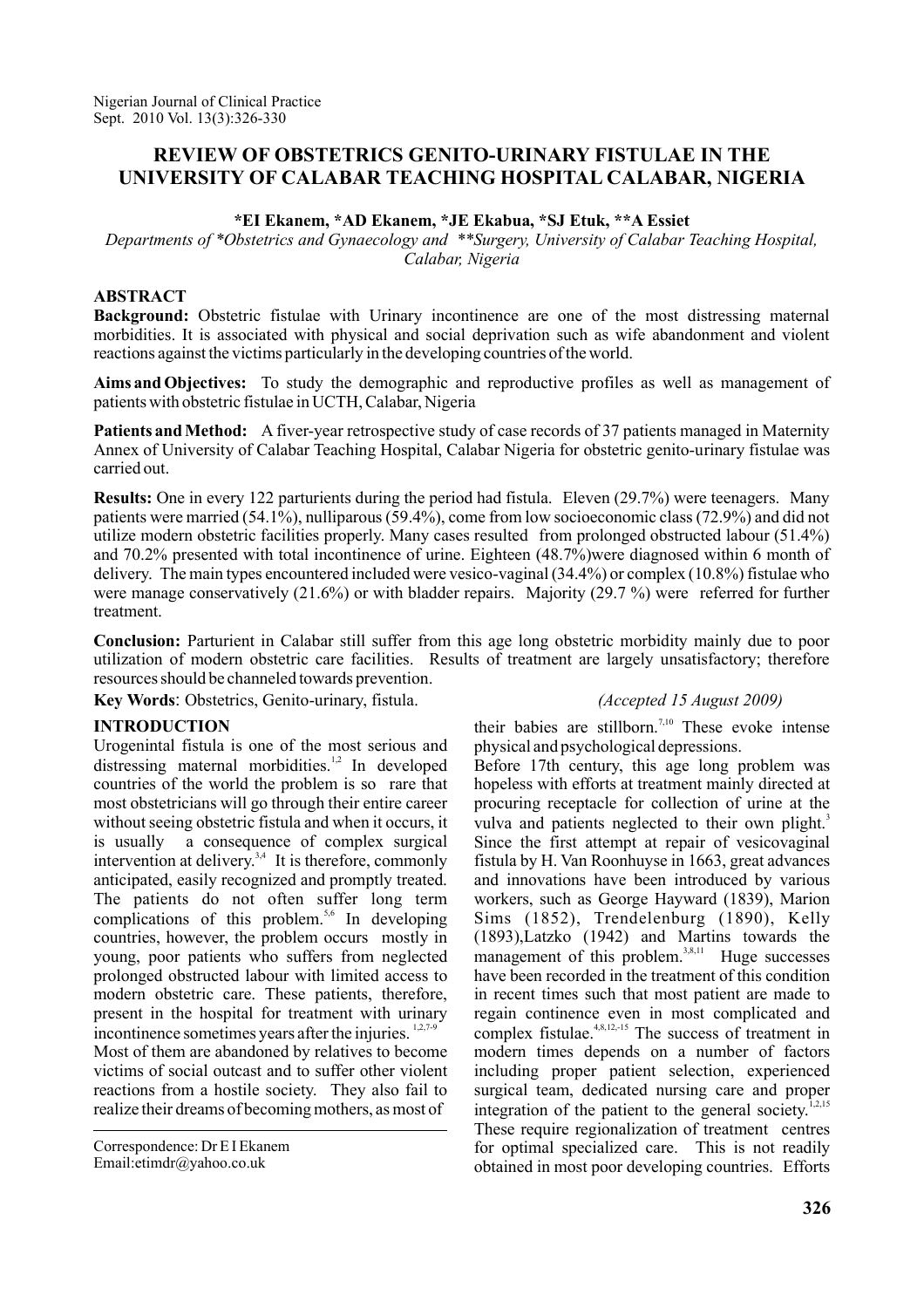# REVIEW OF OBSTETRICS GENITO-URINARY FISTULAE IN THE UNIVERSITY OF CALABAR TEACHING HOSPITAL CALABAR, NIGERIA

**\*EI Ekanem, \*AD Ekanem, \*JE Ekabua, \*SJ Etuk, \*\*A Essiet**

*Departments of \*Obstetrics and Gynaecology and \*\*Surgery, University of Calabar Teaching Hospital, Calabar, Nigeria*

## ABSTRACT

**Background:** Obstetric fistulae with Urinary incontinence are one of the most distressing maternal morbidities. It is associated with physical and social deprivation such as wife abandonment and violent reactions against the victims particularly in the developing countries of the world.

**Aims and Objectives:** To study the demographic and reproductive profiles as well as management of patients with obstetric fistulae in UCTH, Calabar, Nigeria

**Patients and Method:** A fiver-year retrospective study of case records of 37 patients managed in Maternity Annex of University of Calabar Teaching Hospital, Calabar Nigeria for obstetric genito-urinary fistulae was carried out.

**Results:** One in every 122 parturients during the period had fistula. Eleven (29.7%) were teenagers. Many patients were married (54.1%), nulliparous (59.4%), come from low socioeconomic class (72.9%) and did not utilize modern obstetric facilities properly. Many cases resulted from prolonged obstructed labour (51.4%) and 70.2% presented with total incontinence of urine. Eighteen (48.7%)were diagnosed within 6 month of delivery. The main types encountered included were vesico-vaginal (34.4%) or complex (10.8%) fistulae who were manage conservatively (21.6%) or with bladder repairs. Majority (29.7 %) were referred for further treatment.

**Conclusion:** Parturient in Calabar still suffer from this age long obstetric morbidity mainly due to poor utilization of modern obstetric care facilities. Results of treatment are largely unsatisfactory; therefore resources should be channeled towards prevention.

**Key Words**: Obstetrics, Genito-urinary, fistula.

*(Accepted 15 August 2009)*

## INTRODUCTION

Urogenintal fistula is one of the most serious and distressing maternal morbidities.[1,2] In developed countries of the world the problem is so rare that most obstetricians will go through their entire career without seeing obstetric fistula and when it occurs, it is usually a consequence of complex surgical intervention at delivery.[3,4] It is therefore, commonly anticipated, easily recognized and promptly treated. The patients do not often suffer long term complications of this problem.[5,6] In developing countries, however, the problem occurs mostly in young, poor patients who suffers from neglected prolonged obstructed labour with limited access to modern obstetric care. These patients, therefore, present in the hospital for treatment with urinary incontinence sometimes years after the injuries.[1,2,7-9] Most of them are abandoned by relatives to become victims of social outcast and to suffer other violent reactions from a hostile society. They also fail to realize their dreams of becoming mothers, as most of their babies are stillborn.[7,10] These evoke intense physical and psychological depressions.

Before 17th century, this age long problem was hopeless with efforts at treatment mainly directed at procuring receptacle for collection of urine at the vulva and patients neglected to their own plight.[3] Since the first attempt at repair of vesicovaginal fistula by H. Van Roonhuyse in 1663, great advances and innovations have been introduced by various workers, such as George Hayward (1839), Marion Sims (1852), Trendelenburg (1890), Kelly (1893),Latzko (1942) and Martins towards the management of this problem.[3,8,11] Huge successes have been recorded in the treatment of this condition in recent times such that most patient are made to regain continence even in most complicated and complex fistulae.[4,8,12,-15] The success of treatment in modern times depends on a number of factors including proper patient selection, experienced surgical team, dedicated nursing care and proper integration of the patient to the general society.[1,2,15] These require regionalization of treatment centres for optimal specialized care. This is not readily obtained in most poor developing countries. Efforts

Correspondence: Dr E I Ekanem
Email:etimdr@yahoo.co.uk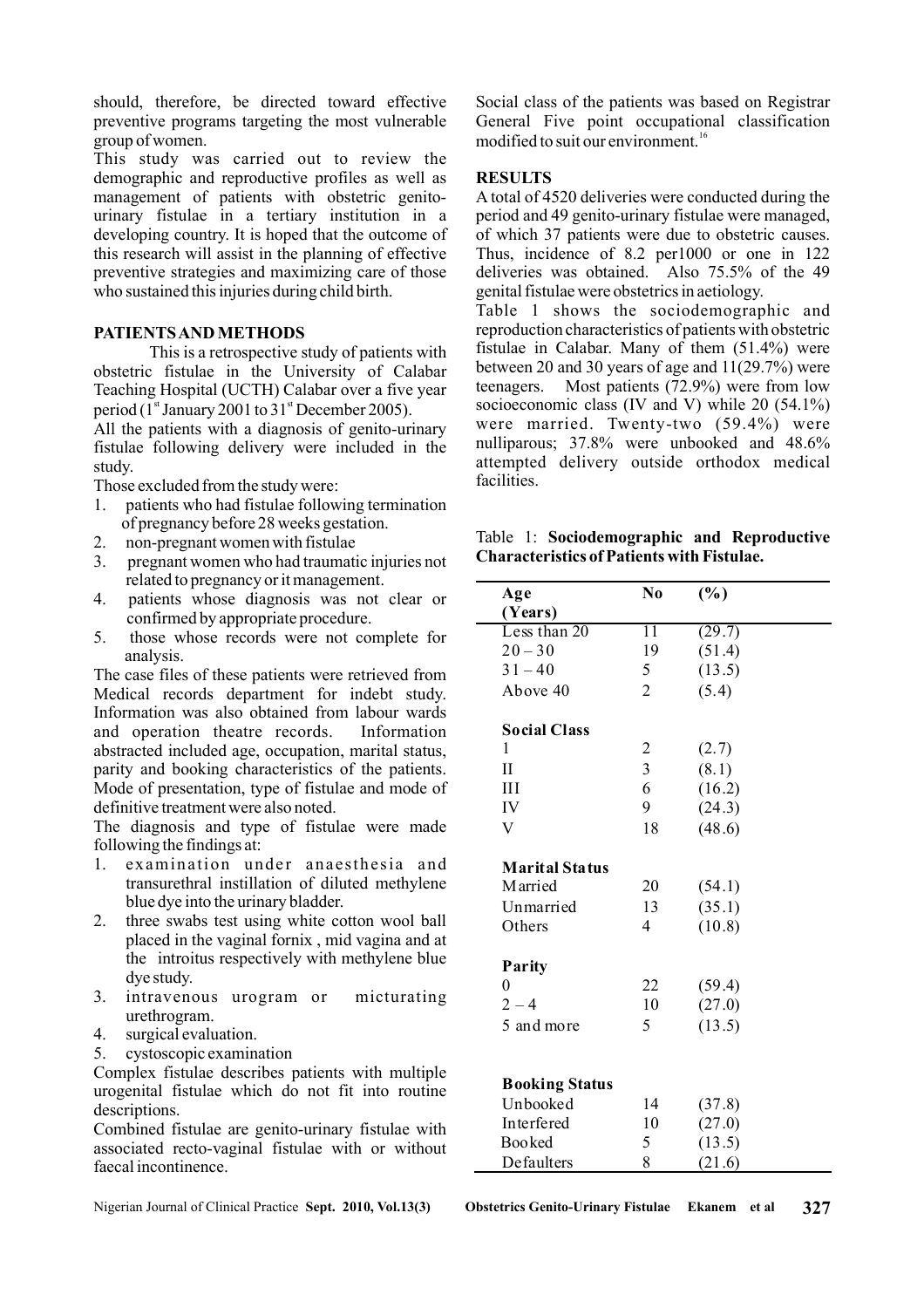should, therefore, be directed toward effective preventive programs targeting the most vulnerable group of women.

This study was carried out to review the demographic and reproductive profiles as well as management of patients with obstetric genito-urinary fistulae in a tertiary institution in a developing country. It is hoped that the outcome of this research will assist in the planning of effective preventive strategies and maximizing care of those who sustained this injuries during child birth.

## PATIENTS AND METHODS

This is a retrospective study of patients with obstetric fistulae in the University of Calabar Teaching Hospital (UCTH) Calabar over a five year period (1st January 2001 to 31st December 2005).

All the patients with a diagnosis of genito-urinary fistulae following delivery were included in the study.

Those excluded from the study were:

1. patients who had fistulae following termination of pregnancy before 28 weeks gestation.
2. non-pregnant women with fistulae
3. pregnant women who had traumatic injuries not related to pregnancy or it management.
4. patients whose diagnosis was not clear or confirmed by appropriate procedure.
5. those whose records were not complete for analysis.

The case files of these patients were retrieved from Medical records department for indebt study. Information was also obtained from labour wards and operation theatre records. Information abstracted included age, occupation, marital status, parity and booking characteristics of the patients. Mode of presentation, type of fistulae and mode of definitive treatment were also noted.

The diagnosis and type of fistulae were made following the findings at:

1. examination under anaesthesia and transurethral instillation of diluted methylene blue dye into the urinary bladder.
2. three swabs test using white cotton wool ball placed in the vaginal fornix, mid vagina and at the introitus respectively with methylene blue dye study.
3. intravenous urogram or micturating urethrogram.
4. surgical evaluation.
5. cystoscopic examination

Complex fistulae describes patients with multiple urogenital fistulae which do not fit into routine descriptions.

Combined fistulae are genito-urinary fistulae with associated recto-vaginal fistulae with or without faecal incontinence.

Social class of the patients was based on Registrar General Five point occupational classification modified to suit our environment.[16]

## RESULTS

A total of 4520 deliveries were conducted during the period and 49 genito-urinary fistulae were managed, of which 37 patients were due to obstetric causes. Thus, incidence of 8.2 per1000 or one in 122 deliveries was obtained. Also 75.5% of the 49 genital fistulae were obstetrics in aetiology.

Table 1 shows the sociodemographic and reproduction characteristics of patients with obstetric fistulae in Calabar. Many of them (51.4%) were between 20 and 30 years of age and 11(29.7%) were teenagers. Most patients (72.9%) were from low socioeconomic class (IV and V) while 20 (54.1%) were married. Twenty-two (59.4%) were nulliparous; 37.8% were unbooked and 48.6% attempted delivery outside orthodox medical facilities.

Table 1: **Sociodemographic and Reproductive Characteristics of Patients with Fistulae.**

| Age (Years) | No | (%) |
|---|---|---|
| Less than 20 | 11 | (29.7) |
| 20 – 30 | 19 | (51.4) |
| 31 – 40 | 5 | (13.5) |
| Above 40 | 2 | (5.4) |
| **Social Class** | | |
| I | 2 | (2.7) |
| II | 3 | (8.1) |
| III | 6 | (16.2) |
| IV | 9 | (24.3) |
| V | 18 | (48.6) |
| **Marital Status** | | |
| Married | 20 | (54.1) |
| Unmarried | 13 | (35.1) |
| Others | 4 | (10.8) |
| **Parity** | | |
| 0 | 22 | (59.4) |
| 2 – 4 | 10 | (27.0) |
| 5 and more | 5 | (13.5) |
| **Booking Status** | | |
| Unbooked | 14 | (37.8) |
| Interfered | 10 | (27.0) |
| Booked | 5 | (13.5) |
| Defaulters | 8 | (21.6) |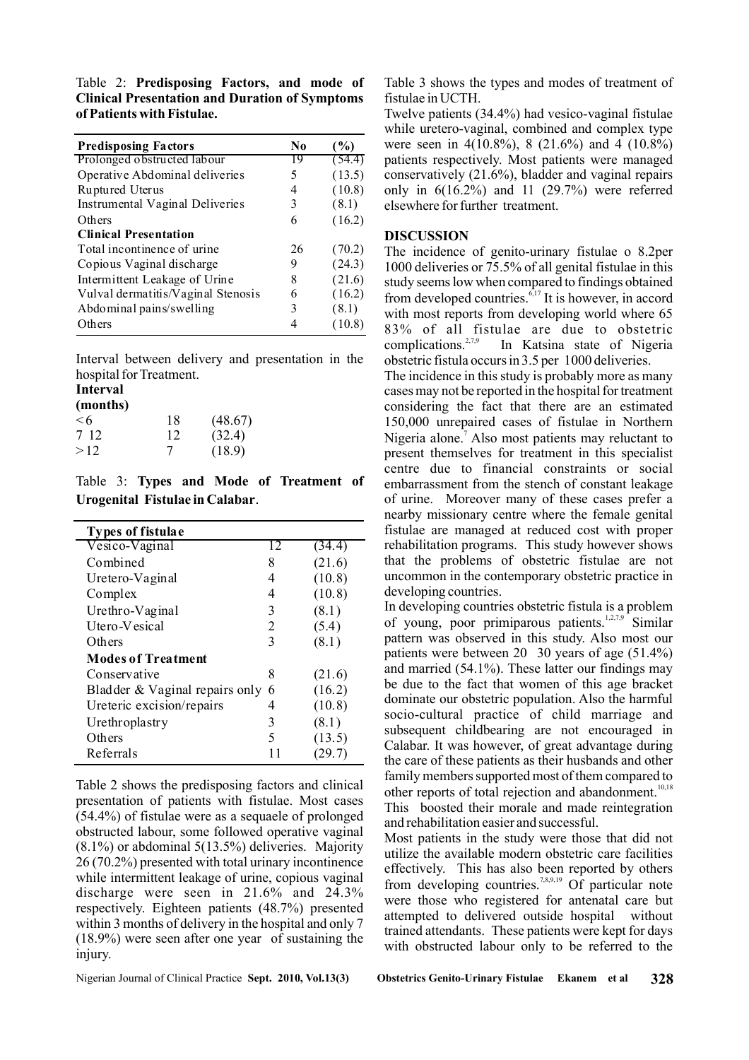Table 2: **Predisposing Factors, and mode of Clinical Presentation and Duration of Symptoms of Patients with Fistulae.**

| **Predisposing Factors** | **No** | **(%)** |
|---|---|---|
| Prolonged obstructed labour | 19 | (54.4) |
| Operative Abdominal deliveries | 5 | (13.5) |
| Ruptured Uterus | 4 | (10.8) |
| Instrumental Vaginal Deliveries | 3 | (8.1) |
| Others | 6 | (16.2) |
| **Clinical Presentation** | | |
| Total incontinence of urine | 26 | (70.2) |
| Copious Vaginal discharge | 9 | (24.3) |
| Intermittent Leakage of Urine | 8 | (21.6) |
| Vulval dermatitis/Vaginal Stenosis | 6 | (16.2) |
| Abdominal pains/swelling | 3 | (8.1) |
| Others | 4 | (10.8) |

Interval between delivery and presentation in the hospital for Treatment.

| **Interval (months)** | | |
|---|---|---|
| < 6 | 18 | (48.67) |
| 7 12 | 12 | (32.4) |
| > 12 | 7 | (18.9) |

Table 3: **Types and Mode of Treatment of Urogenital Fistulae in Calabar**.

| **Types of fistulae** | | |
|---|---|---|
| Vesico-Vaginal | 12 | (34.4) |
| Combined | 8 | (21.6) |
| Uretero-Vaginal | 4 | (10.8) |
| Complex | 4 | (10.8) |
| Urethro-Vaginal | 3 | (8.1) |
| Utero-Vesical | 2 | (5.4) |
| Others | 3 | (8.1) |
| **Modes of Treatment** | | |
| Conservative | 8 | (21.6) |
| Bladder & Vaginal repairs only | 6 | (16.2) |
| Ureteric excision/repairs | 4 | (10.8) |
| Urethroplastry | 3 | (8.1) |
| Others | 5 | (13.5) |
| Referrals | 11 | (29.7) |

Table 2 shows the predisposing factors and clinical presentation of patients with fistulae. Most cases (54.4%) of fistulae were as a sequaele of prolonged obstructed labour, some followed operative vaginal (8.1%) or abdominal 5(13.5%) deliveries. Majority 26 (70.2%) presented with total urinary incontinence while intermittent leakage of urine, copious vaginal discharge were seen in 21.6% and 24.3% respectively. Eighteen patients (48.7%) presented within 3 months of delivery in the hospital and only 7 (18.9%) were seen after one year of sustaining the injury.

Table 3 shows the types and modes of treatment of fistulae in UCTH.

Twelve patients (34.4%) had vesico-vaginal fistulae while uretero-vaginal, combined and complex type were seen in 4(10.8%), 8 (21.6%) and 4 (10.8%) patients respectively. Most patients were managed conservatively (21.6%), bladder and vaginal repairs only in 6(16.2%) and 11 (29.7%) were referred elsewhere for further treatment.

## DISCUSSION

The incidence of genito-urinary fistulae o 8.2per 1000 deliveries or 75.5% of all genital fistulae in this study seems low when compared to findings obtained from developed countries.[6,17] It is however, in accord with most reports from developing world where 65 83% of all fistulae are due to obstetric complications.[2,7,9] In Katsina state of Nigeria obstetric fistula occurs in 3.5 per 1000 deliveries.

The incidence in this study is probably more as many cases may not be reported in the hospital for treatment considering the fact that there are an estimated 150,000 unrepaired cases of fistulae in Northern Nigeria alone.[7] Also most patients may reluctant to present themselves for treatment in this specialist centre due to financial constraints or social embarrassment from the stench of constant leakage of urine. Moreover many of these cases prefer a nearby missionary centre where the female genital fistulae are managed at reduced cost with proper rehabilitation programs. This study however shows that the problems of obstetric fistulae are not uncommon in the contemporary obstetric practice in developing countries.

In developing countries obstetric fistula is a problem of young, poor primiparous patients.[1,2,7,9] Similar pattern was observed in this study. Also most our patients were between 20 30 years of age (51.4%) and married (54.1%). These latter our findings may be due to the fact that women of this age bracket dominate our obstetric population. Also the harmful socio-cultural practice of child marriage and subsequent childbearing are not encouraged in Calabar. It was however, of great advantage during the care of these patients as their husbands and other family members supported most of them compared to other reports of total rejection and abandonment.[10,18] This boosted their morale and made reintegration and rehabilitation easier and successful.

Most patients in the study were those that did not utilize the available modern obstetric care facilities effectively. This has also been reported by others from developing countries.[7,8,9,19] Of particular note were those who registered for antenatal care but attempted to delivered outside hospital without trained attendants. These patients were kept for days with obstructed labour only to be referred to the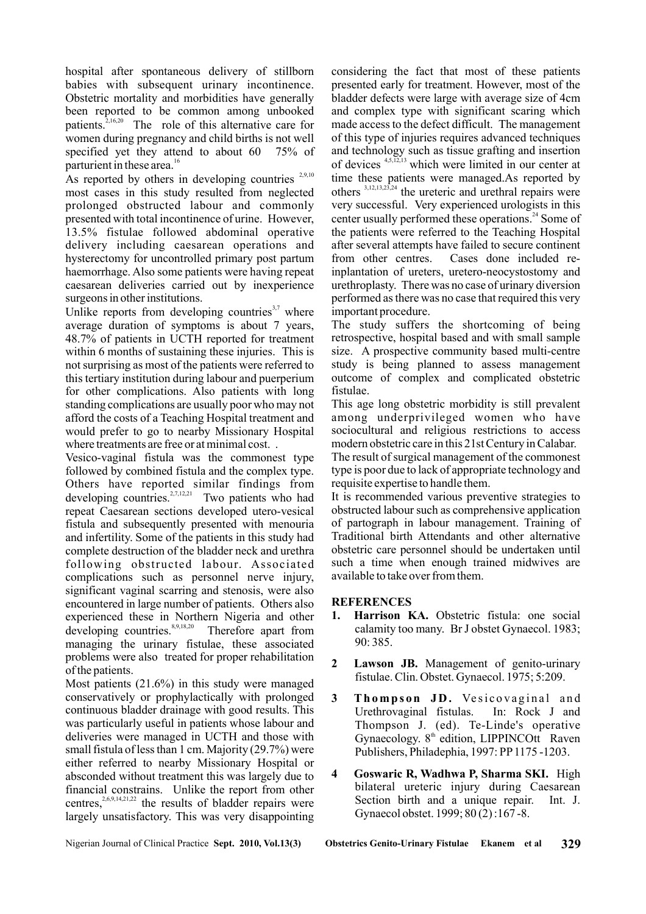hospital after spontaneous delivery of stillborn babies with subsequent urinary incontinence. Obstetric mortality and morbidities have generally been reported to be common among unbooked patients.[2,16,20] The role of this alternative care for women during pregnancy and child births is not well specified yet they attend to about 60 75% of parturient in these area.[16]

As reported by others in developing countries [2,9,10] most cases in this study resulted from neglected prolonged obstructed labour and commonly presented with total incontinence of urine. However, 13.5% fistulae followed abdominal operative delivery including caesarean operations and hysterectomy for uncontrolled primary post partum haemorrhage. Also some patients were having repeat caesarean deliveries carried out by inexperience surgeons in other institutions.

Unlike reports from developing countries[3,7] where average duration of symptoms is about 7 years, 48.7% of patients in UCTH reported for treatment within 6 months of sustaining these injuries. This is not surprising as most of the patients were referred to this tertiary institution during labour and puerperium for other complications. Also patients with long standing complications are usually poor who may not afford the costs of a Teaching Hospital treatment and would prefer to go to nearby Missionary Hospital where treatments are free or at minimal cost. .

Vesico-vaginal fistula was the commonest type followed by combined fistula and the complex type. Others have reported similar findings from developing countries.[2,7,12,21] Two patients who had repeat Caesarean sections developed utero-vesical fistula and subsequently presented with menouria and infertility. Some of the patients in this study had complete destruction of the bladder neck and urethra following obstructed labour. Associated complications such as personnel nerve injury, significant vaginal scarring and stenosis, were also encountered in large number of patients. Others also experienced these in Northern Nigeria and other developing countries.[8,9,18,20] Therefore apart from managing the urinary fistulae, these associated problems were also treated for proper rehabilitation of the patients.

Most patients (21.6%) in this study were managed conservatively or prophylactically with prolonged continuous bladder drainage with good results. This was particularly useful in patients whose labour and deliveries were managed in UCTH and those with small fistula of less than 1 cm. Majority (29.7%) were either referred to nearby Missionary Hospital or absconded without treatment this was largely due to financial constrains. Unlike the report from other centres,[2,6,9,14,21,22] the results of bladder repairs were largely unsatisfactory. This was very disappointing considering the fact that most of these patients presented early for treatment. However, most of the bladder defects were large with average size of 4cm and complex type with significant scaring which made access to the defect difficult. The management of this type of injuries requires advanced techniques and technology such as tissue grafting and insertion of devices [4,5,12,13] which were limited in our center at time these patients were managed.As reported by others [3,12,13,23,24] the ureteric and urethral repairs were very successful. Very experienced urologists in this center usually performed these operations.[24] Some of the patients were referred to the Teaching Hospital after several attempts have failed to secure continent from other centres. Cases done included re-inplantation of ureters, uretero-neocystostomy and urethroplasty. There was no case of urinary diversion performed as there was no case that required this very important procedure.

The study suffers the shortcoming of being retrospective, hospital based and with small sample size. A prospective community based multi-centre study is being planned to assess management outcome of complex and complicated obstetric fistulae.

This age long obstetric morbidity is still prevalent among underprivileged women who have sociocultural and religious restrictions to access modern obstetric care in this 21st Century in Calabar.

The result of surgical management of the commonest type is poor due to lack of appropriate technology and requisite expertise to handle them.

It is recommended various preventive strategies to obstructed labour such as comprehensive application of partograph in labour management. Training of Traditional birth Attendants and other alternative obstetric care personnel should be undertaken until such a time when enough trained midwives are available to take over from them.

## REFERENCES

1. **Harrison KA.** Obstetric fistula: one social calamity too many. Br J obstet Gynaecol. 1983; 90: 385.
2. **Lawson JB.** Management of genito-urinary fistulae. Clin. Obstet. Gynaecol. 1975; 5:209.
3. **Thompson JD.** Vesicovaginal and Urethrovaginal fistulas. In: Rock J and Thompson J. (ed). Te-Linde's operative Gynaecology. 8th edition, LIPPINCOtt Raven Publishers, Philadephia, 1997: PP 1175 -1203.
4. **Goswaric R, Wadhwa P, Sharma SKI.** High bilateral ureteric injury during Caesarean Section birth and a unique repair. Int. J. Gynaecol obstet. 1999; 80 (2) :167 -8.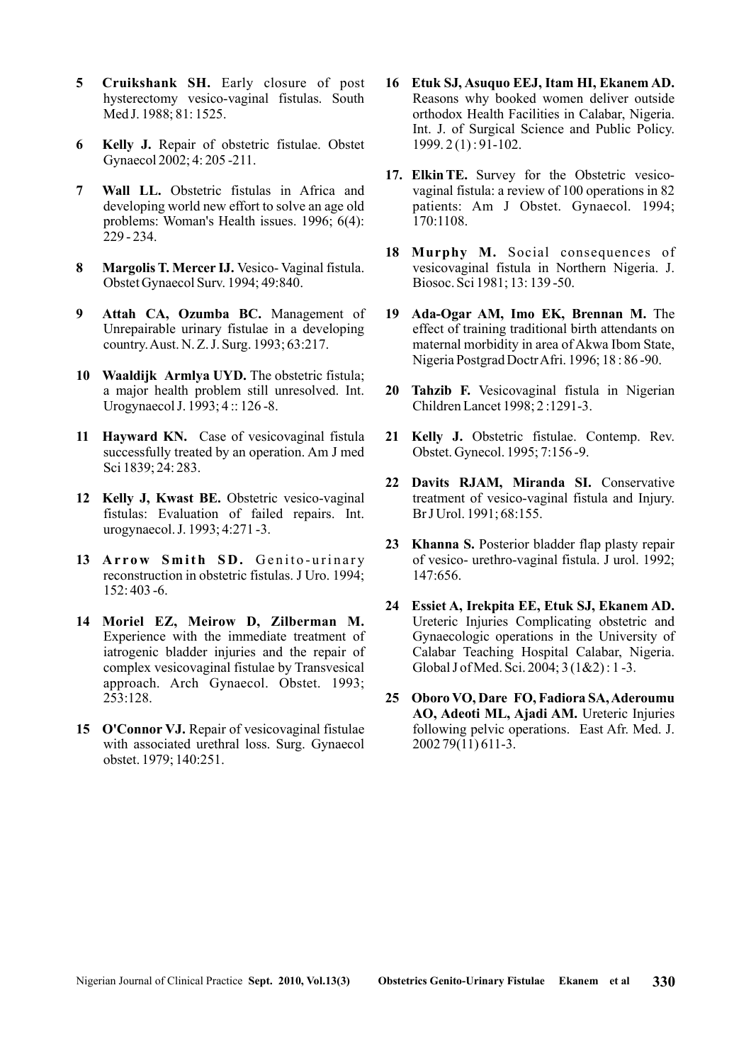5 **Cruikshank SH.** Early closure of post hysterectomy vesico-vaginal fistulas. South Med J. 1988; 81: 1525.

6 **Kelly J.** Repair of obstetric fistulae. Obstet Gynaecol 2002; 4: 205 -211.

7 **Wall LL.** Obstetric fistulas in Africa and developing world new effort to solve an age old problems: Woman's Health issues. 1996; 6(4): 229 - 234.

8 **Margolis T. Mercer IJ.** Vesico- Vaginal fistula. Obstet Gynaecol Surv. 1994; 49:840.

9 **Attah CA, Ozumba BC.** Management of Unrepairable urinary fistulae in a developing country. Aust. N. Z. J. Surg. 1993; 63:217.

10 **Waaldijk Armlya UYD.** The obstetric fistula; a major health problem still unresolved. Int. Urogynaecol J. 1993; 4 :: 126 -8.

11 **Hayward KN.** Case of vesicovaginal fistula successfully treated by an operation. Am J med Sci 1839; 24: 283.

12 **Kelly J, Kwast BE.** Obstetric vesico-vaginal fistulas: Evaluation of failed repairs. Int. urogynaecol. J. 1993; 4:271 -3.

13 **Arrow Smith SD.** Genito-urinary reconstruction in obstetric fistulas. J Uro. 1994; 152: 403 -6.

14 **Moriel EZ, Meirow D, Zilberman M.** Experience with the immediate treatment of iatrogenic bladder injuries and the repair of complex vesicovaginal fistulae by Transvesical approach. Arch Gynaecol. Obstet. 1993; 253:128.

15 **O'Connor VJ.** Repair of vesicovaginal fistulae with associated urethral loss. Surg. Gynaecol obstet. 1979; 140:251.

16 **Etuk SJ, Asuquo EEJ, Itam HI, Ekanem AD.** Reasons why booked women deliver outside orthodox Health Facilities in Calabar, Nigeria. Int. J. of Surgical Science and Public Policy. 1999. 2 (1) : 91-102.

17. **Elkin TE.** Survey for the Obstetric vesico-vaginal fistula: a review of 100 operations in 82 patients: Am J Obstet. Gynaecol. 1994; 170:1108.

18 **Murphy M.** Social consequences of vesicovaginal fistula in Northern Nigeria. J. Biosoc. Sci 1981; 13: 139 -50.

19 **Ada-Ogar AM, Imo EK, Brennan M.** The effect of training traditional birth attendants on maternal morbidity in area of Akwa Ibom State, Nigeria Postgrad Doctr Afri. 1996; 18 : 86 -90.

20 **Tahzib F.** Vesicovaginal fistula in Nigerian Children Lancet 1998; 2 :1291-3.

21 **Kelly J.** Obstetric fistulae. Contemp. Rev. Obstet. Gynecol. 1995; 7:156 -9.

22 **Davits RJAM, Miranda SI.** Conservative treatment of vesico-vaginal fistula and Injury. Br J Urol. 1991; 68:155.

23 **Khanna S.** Posterior bladder flap plasty repair of vesico- urethro-vaginal fistula. J urol. 1992; 147:656.

24 **Essiet A, Irekpita EE, Etuk SJ, Ekanem AD.** Ureteric Injuries Complicating obstetric and Gynaecologic operations in the University of Calabar Teaching Hospital Calabar, Nigeria. Global J of Med. Sci. 2004; 3 (1&2) : 1 -3.

25 **Oboro VO, Dare FO, Fadiora SA, Aderoumu AO, Adeoti ML, Ajadi AM.** Ureteric Injuries following pelvic operations. East Afr. Med. J. 2002 79(11) 611-3.